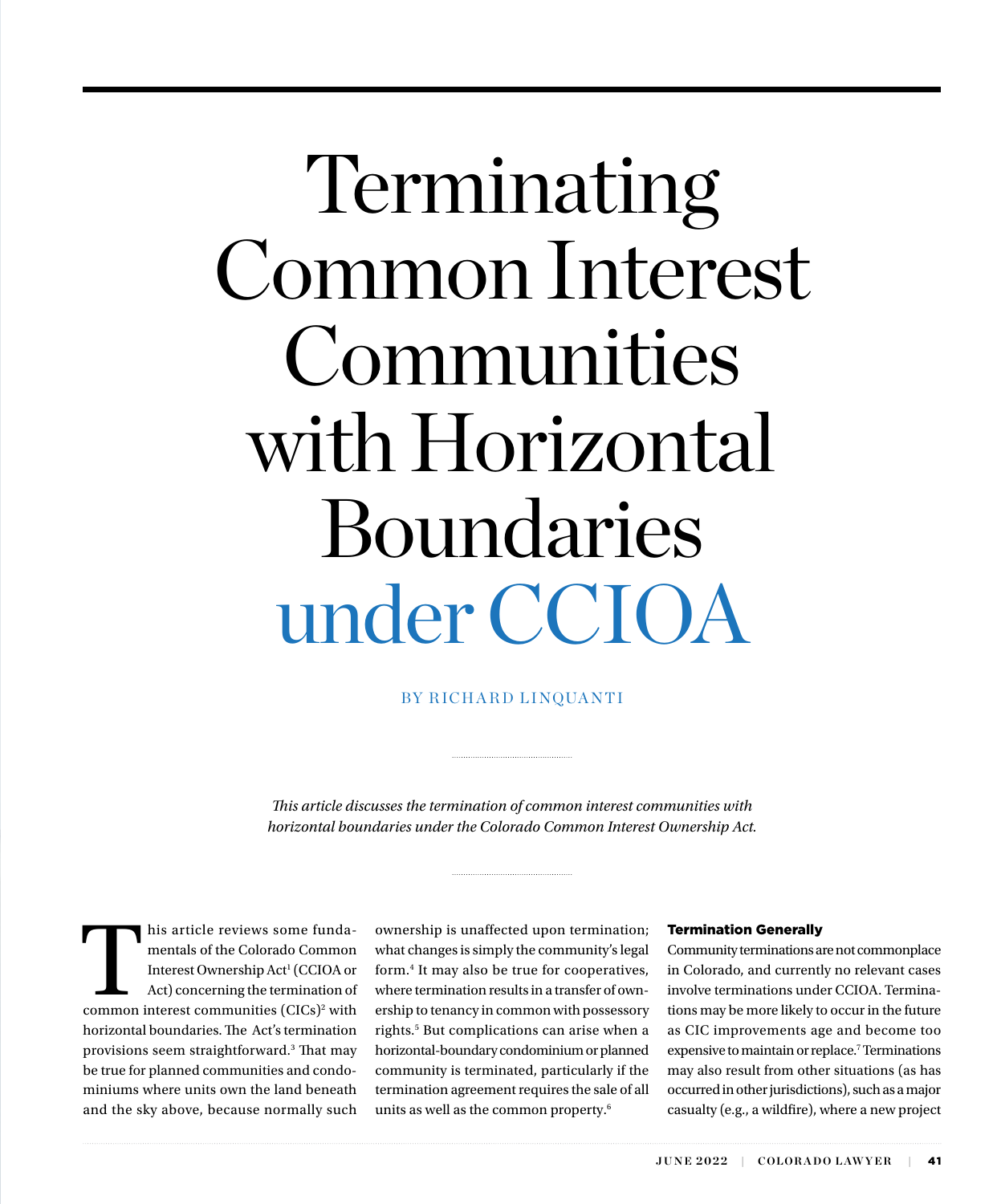# Terminating Common Interest Communities with Horizontal Boundaries under CCIOA

BY RICHARD LINQUANTI

*This article discusses the termination of common interest communities with horizontal boundaries under the Colorado Common Interest Ownership Act.*

This article reviews some fundamentals of the Colorado Common Interest Ownership Act[1] (CCIOA or Act) concerning the termination of common interest communities (CICs)[2] with horizontal boundaries. The Act's termination provisions seem straightforward.[3] That may be true for planned communities and condominiums where units own the land beneath and the sky above, because normally such ownership is unaffected upon termination; what changes is simply the community's legal form.[4] It may also be true for cooperatives, where termination results in a transfer of ownership to tenancy in common with possessory rights.[5] But complications can arise when a horizontal-boundary condominium or planned community is terminated, particularly if the termination agreement requires the sale of all units as well as the common property.[6]

## Termination Generally

Community terminations are not commonplace in Colorado, and currently no relevant cases involve terminations under CCIOA. Terminations may be more likely to occur in the future as CIC improvements age and become too expensive to maintain or replace.[7] Terminations may also result from other situations (as has occurred in other jurisdictions), such as a major casualty (e.g., a wildfire), where a new project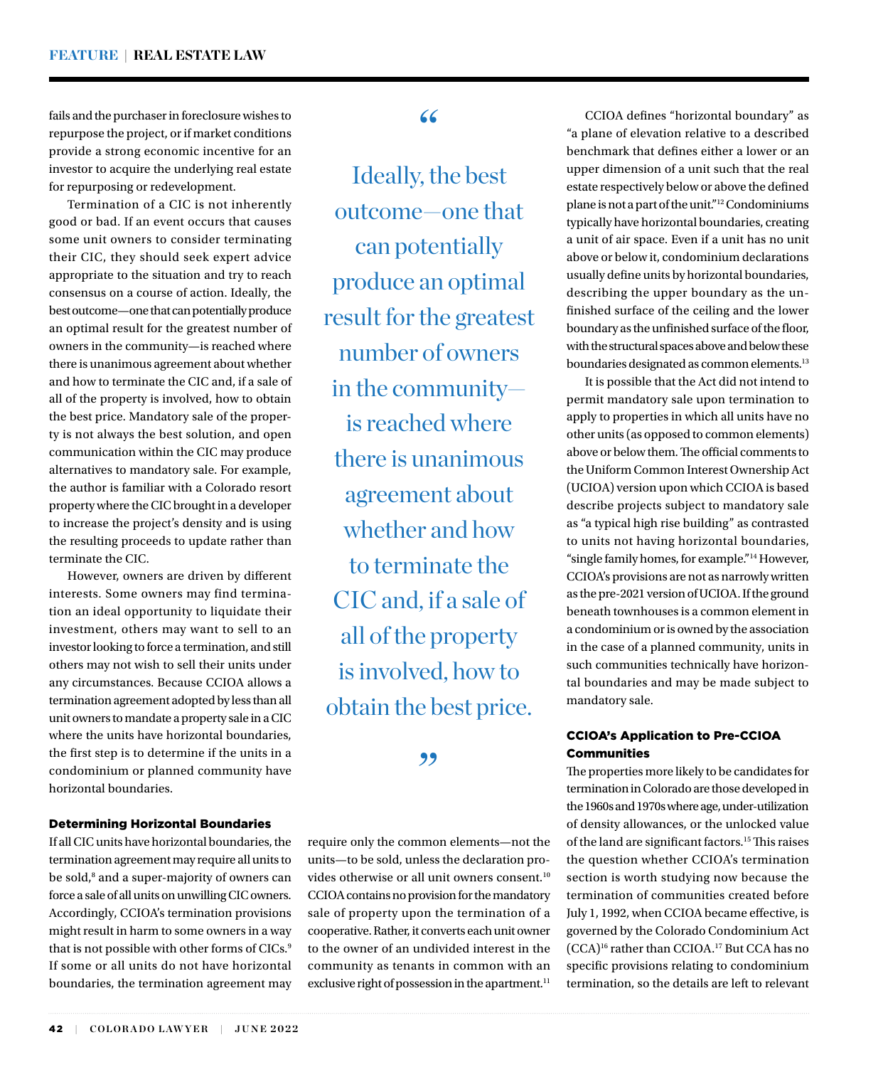fails and the purchaser in foreclosure wishes to repurpose the project, or if market conditions provide a strong economic incentive for an investor to acquire the underlying real estate for repurposing or redevelopment.

Termination of a CIC is not inherently good or bad. If an event occurs that causes some unit owners to consider terminating their CIC, they should seek expert advice appropriate to the situation and try to reach consensus on a course of action. Ideally, the best outcome—one that can potentially produce an optimal result for the greatest number of owners in the community—is reached where there is unanimous agreement about whether and how to terminate the CIC and, if a sale of all of the property is involved, how to obtain the best price. Mandatory sale of the property is not always the best solution, and open communication within the CIC may produce alternatives to mandatory sale. For example, the author is familiar with a Colorado resort property where the CIC brought in a developer to increase the project's density and is using the resulting proceeds to update rather than terminate the CIC.

However, owners are driven by different interests. Some owners may find termination an ideal opportunity to liquidate their investment, others may want to sell to an investor looking to force a termination, and still others may not wish to sell their units under any circumstances. Because CCIOA allows a termination agreement adopted by less than all unit owners to mandate a property sale in a CIC where the units have horizontal boundaries, the first step is to determine if the units in a condominium or planned community have horizontal boundaries.

> "Ideally, the best outcome—one that can potentially produce an optimal result for the greatest number of owners in the community—is reached where there is unanimous agreement about whether and how to terminate the CIC and, if a sale of all of the property is involved, how to obtain the best price."

### Determining Horizontal Boundaries

If all CIC units have horizontal boundaries, the termination agreement may require all units to be sold,[8] and a super-majority of owners can force a sale of all units on unwilling CIC owners. Accordingly, CCIOA's termination provisions might result in harm to some owners in a way that is not possible with other forms of CICs.[9] If some or all units do not have horizontal boundaries, the termination agreement may require only the common elements—not the units—to be sold, unless the declaration provides otherwise or all unit owners consent.[10] CCIOA contains no provision for the mandatory sale of property upon the termination of a cooperative. Rather, it converts each unit owner to the owner of an undivided interest in the community as tenants in common with an exclusive right of possession in the apartment.[11]

CCIOA defines "horizontal boundary" as "a plane of elevation relative to a described benchmark that defines either a lower or an upper dimension of a unit such that the real estate respectively below or above the defined plane is not a part of the unit."[12] Condominiums typically have horizontal boundaries, creating a unit of air space. Even if a unit has no unit above or below it, condominium declarations usually define units by horizontal boundaries, describing the upper boundary as the unfinished surface of the ceiling and the lower boundary as the unfinished surface of the floor, with the structural spaces above and below these boundaries designated as common elements.[13]

It is possible that the Act did not intend to permit mandatory sale upon termination to apply to properties in which all units have no other units (as opposed to common elements) above or below them. The official comments to the Uniform Common Interest Ownership Act (UCIOA) version upon which CCIOA is based describe projects subject to mandatory sale as "a typical high rise building" as contrasted to units not having horizontal boundaries, "single family homes, for example."[14] However, CCIOA's provisions are not as narrowly written as the pre-2021 version of UCIOA. If the ground beneath townhouses is a common element in a condominium or is owned by the association in the case of a planned community, units in such communities technically have horizontal boundaries and may be made subject to mandatory sale.

### CCIOA's Application to Pre-CCIOA Communities

The properties more likely to be candidates for termination in Colorado are those developed in the 1960s and 1970s where age, under-utilization of density allowances, or the unlocked value of the land are significant factors.[15] This raises the question whether CCIOA's termination section is worth studying now because the termination of communities created before July 1, 1992, when CCIOA became effective, is governed by the Colorado Condominium Act (CCA)[16] rather than CCIOA.[17] But CCA has no specific provisions relating to condominium termination, so the details are left to relevant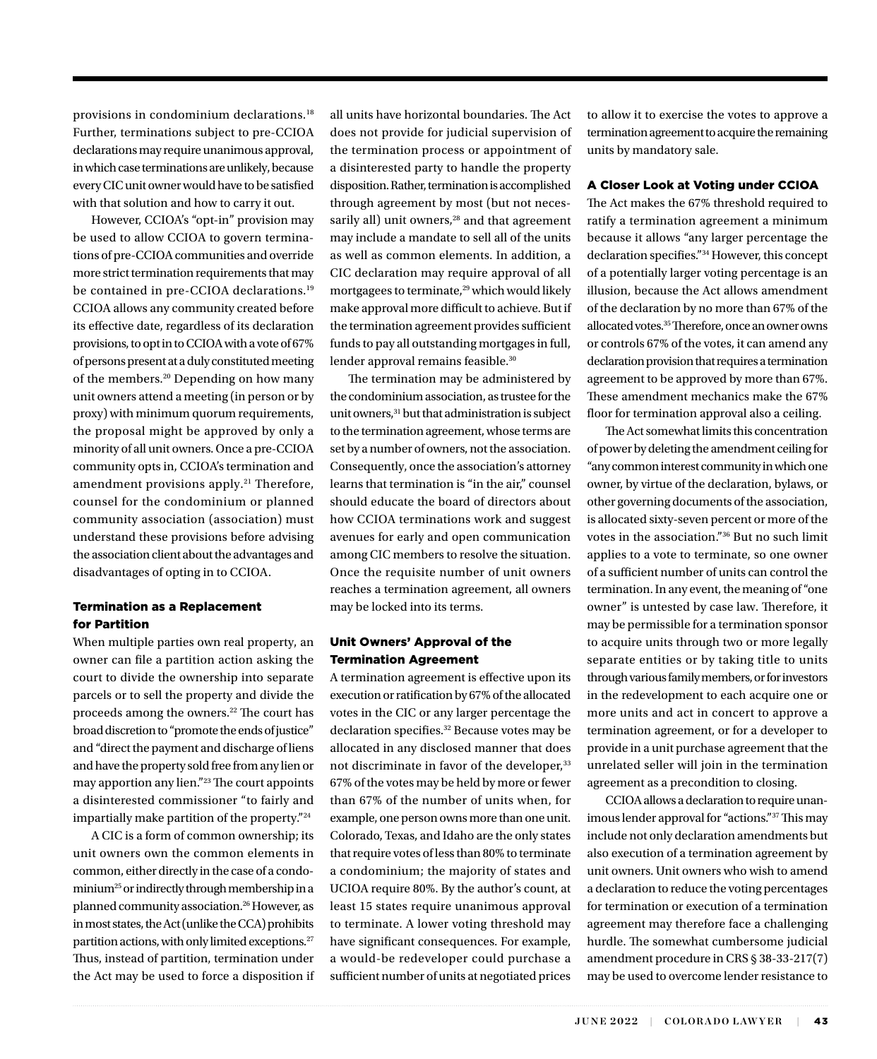provisions in condominium declarations.[18] Further, terminations subject to pre-CCIOA declarations may require unanimous approval, in which case terminations are unlikely, because every CIC unit owner would have to be satisfied with that solution and how to carry it out.

However, CCIOA's "opt-in" provision may be used to allow CCIOA to govern terminations of pre-CCIOA communities and override more strict termination requirements that may be contained in pre-CCIOA declarations.[19] CCIOA allows any community created before its effective date, regardless of its declaration provisions, to opt in to CCIOA with a vote of 67% of persons present at a duly constituted meeting of the members.[20] Depending on how many unit owners attend a meeting (in person or by proxy) with minimum quorum requirements, the proposal might be approved by only a minority of all unit owners. Once a pre-CCIOA community opts in, CCIOA's termination and amendment provisions apply.[21] Therefore, counsel for the condominium or planned community association (association) must understand these provisions before advising the association client about the advantages and disadvantages of opting in to CCIOA.

## Termination as a Replacement for Partition

When multiple parties own real property, an owner can file a partition action asking the court to divide the ownership into separate parcels or to sell the property and divide the proceeds among the owners.[22] The court has broad discretion to "promote the ends of justice" and "direct the payment and discharge of liens and have the property sold free from any lien or may apportion any lien."[23] The court appoints a disinterested commissioner "to fairly and impartially make partition of the property."[24]

A CIC is a form of common ownership; its unit owners own the common elements in common, either directly in the case of a condominium[25] or indirectly through membership in a planned community association.[26] However, as in most states, the Act (unlike the CCA) prohibits partition actions, with only limited exceptions.[27] Thus, instead of partition, termination under the Act may be used to force a disposition if all units have horizontal boundaries. The Act does not provide for judicial supervision of the termination process or appointment of a disinterested party to handle the property disposition. Rather, termination is accomplished through agreement by most (but not necessarily all) unit owners,[28] and that agreement may include a mandate to sell all of the units as well as common elements. In addition, a CIC declaration may require approval of all mortgagees to terminate,[29] which would likely make approval more difficult to achieve. But if the termination agreement provides sufficient funds to pay all outstanding mortgages in full, lender approval remains feasible.[30]

The termination may be administered by the condominium association, as trustee for the unit owners,[31] but that administration is subject to the termination agreement, whose terms are set by a number of owners, not the association. Consequently, once the association's attorney learns that termination is "in the air," counsel should educate the board of directors about how CCIOA terminations work and suggest avenues for early and open communication among CIC members to resolve the situation. Once the requisite number of unit owners reaches a termination agreement, all owners may be locked into its terms.

## Unit Owners' Approval of the Termination Agreement

A termination agreement is effective upon its execution or ratification by 67% of the allocated votes in the CIC or any larger percentage the declaration specifies.[32] Because votes may be allocated in any disclosed manner that does not discriminate in favor of the developer,[33] 67% of the votes may be held by more or fewer than 67% of the number of units when, for example, one person owns more than one unit. Colorado, Texas, and Idaho are the only states that require votes of less than 80% to terminate a condominium; the majority of states and UCIOA require 80%. By the author's count, at least 15 states require unanimous approval to terminate. A lower voting threshold may have significant consequences. For example, a would-be redeveloper could purchase a sufficient number of units at negotiated prices to allow it to exercise the votes to approve a termination agreement to acquire the remaining units by mandatory sale.

## A Closer Look at Voting under CCIOA

The Act makes the 67% threshold required to ratify a termination agreement a minimum because it allows "any larger percentage the declaration specifies."[34] However, this concept of a potentially larger voting percentage is an illusion, because the Act allows amendment of the declaration by no more than 67% of the allocated votes.[35] Therefore, once an owner owns or controls 67% of the votes, it can amend any declaration provision that requires a termination agreement to be approved by more than 67%. These amendment mechanics make the 67% floor for termination approval also a ceiling.

The Act somewhat limits this concentration of power by deleting the amendment ceiling for "any common interest community in which one owner, by virtue of the declaration, bylaws, or other governing documents of the association, is allocated sixty-seven percent or more of the votes in the association."[36] But no such limit applies to a vote to terminate, so one owner of a sufficient number of units can control the termination. In any event, the meaning of "one owner" is untested by case law. Therefore, it may be permissible for a termination sponsor to acquire units through two or more legally separate entities or by taking title to units through various family members, or for investors in the redevelopment to each acquire one or more units and act in concert to approve a termination agreement, or for a developer to provide in a unit purchase agreement that the unrelated seller will join in the termination agreement as a precondition to closing.

CCIOA allows a declaration to require unanimous lender approval for "actions."[37] This may include not only declaration amendments but also execution of a termination agreement by unit owners. Unit owners who wish to amend a declaration to reduce the voting percentages for termination or execution of a termination agreement may therefore face a challenging hurdle. The somewhat cumbersome judicial amendment procedure in CRS § 38-33-217(7) may be used to overcome lender resistance to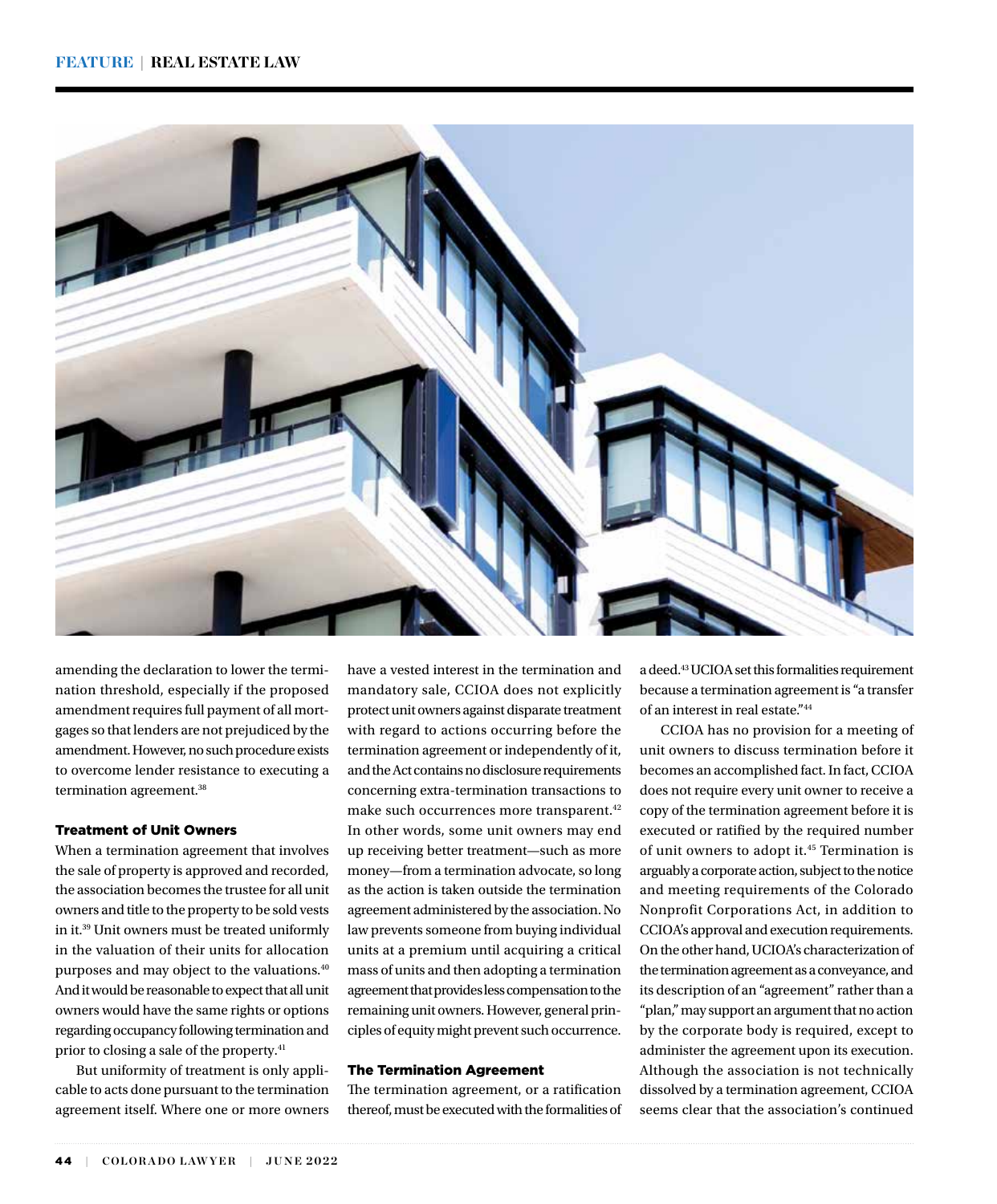amending the declaration to lower the termination threshold, especially if the proposed amendment requires full payment of all mortgages so that lenders are not prejudiced by the amendment. However, no such procedure exists to overcome lender resistance to executing a termination agreement.[38]

### Treatment of Unit Owners

When a termination agreement that involves the sale of property is approved and recorded, the association becomes the trustee for all unit owners and title to the property to be sold vests in it.[39] Unit owners must be treated uniformly in the valuation of their units for allocation purposes and may object to the valuations.[40] And it would be reasonable to expect that all unit owners would have the same rights or options regarding occupancy following termination and prior to closing a sale of the property.[41]

But uniformity of treatment is only applicable to acts done pursuant to the termination agreement itself. Where one or more owners have a vested interest in the termination and mandatory sale, CCIOA does not explicitly protect unit owners against disparate treatment with regard to actions occurring before the termination agreement or independently of it, and the Act contains no disclosure requirements concerning extra-termination transactions to make such occurrences more transparent.[42] In other words, some unit owners may end up receiving better treatment—such as more money—from a termination advocate, so long as the action is taken outside the termination agreement administered by the association. No law prevents someone from buying individual units at a premium until acquiring a critical mass of units and then adopting a termination agreement that provides less compensation to the remaining unit owners. However, general principles of equity might prevent such occurrence.

### The Termination Agreement

The termination agreement, or a ratification thereof, must be executed with the formalities of a deed.[43] UCIOA set this formalities requirement because a termination agreement is "a transfer of an interest in real estate."[44]

CCIOA has no provision for a meeting of unit owners to discuss termination before it becomes an accomplished fact. In fact, CCIOA does not require every unit owner to receive a copy of the termination agreement before it is executed or ratified by the required number of unit owners to adopt it.[45] Termination is arguably a corporate action, subject to the notice and meeting requirements of the Colorado Nonprofit Corporations Act, in addition to CCIOA's approval and execution requirements. On the other hand, UCIOA's characterization of the termination agreement as a conveyance, and its description of an "agreement" rather than a "plan," may support an argument that no action by the corporate body is required, except to administer the agreement upon its execution. Although the association is not technically dissolved by a termination agreement, CCIOA seems clear that the association's continued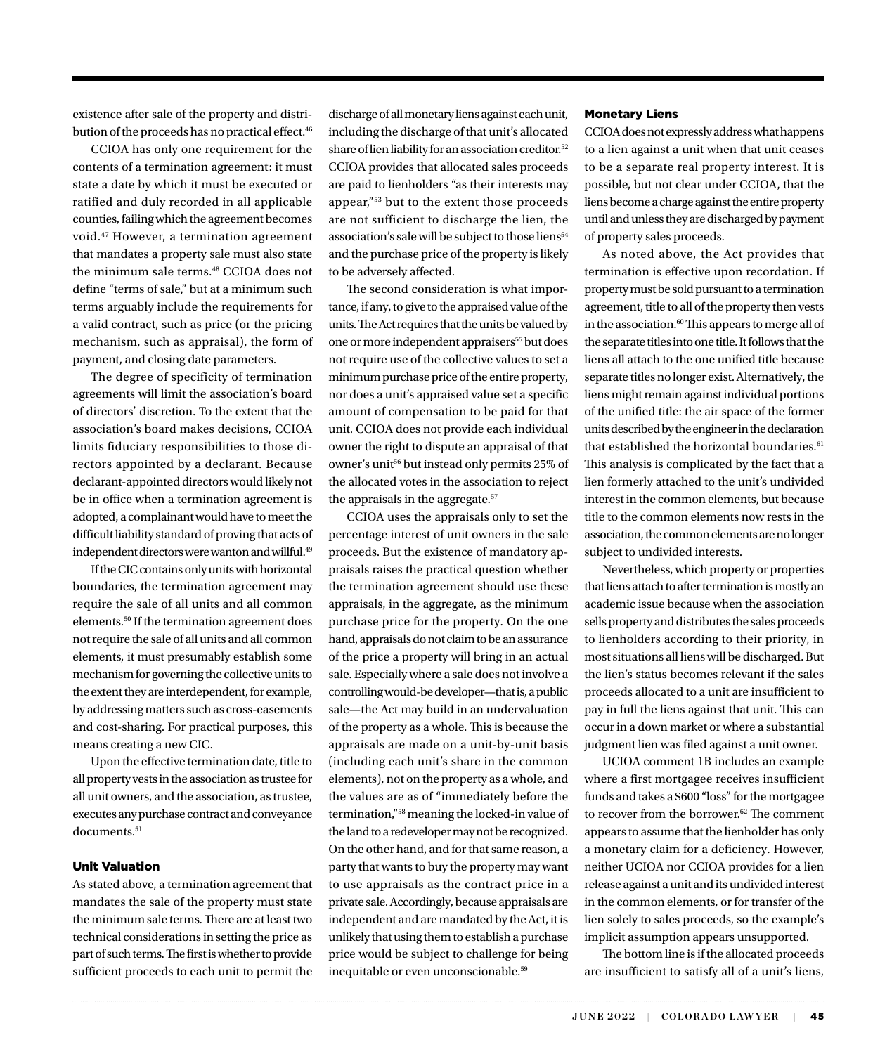existence after sale of the property and distribution of the proceeds has no practical effect.[46]

CCIOA has only one requirement for the contents of a termination agreement: it must state a date by which it must be executed or ratified and duly recorded in all applicable counties, failing which the agreement becomes void.[47] However, a termination agreement that mandates a property sale must also state the minimum sale terms.[48] CCIOA does not define "terms of sale," but at a minimum such terms arguably include the requirements for a valid contract, such as price (or the pricing mechanism, such as appraisal), the form of payment, and closing date parameters.

The degree of specificity of termination agreements will limit the association's board of directors' discretion. To the extent that the association's board makes decisions, CCIOA limits fiduciary responsibilities to those directors appointed by a declarant. Because declarant-appointed directors would likely not be in office when a termination agreement is adopted, a complainant would have to meet the difficult liability standard of proving that acts of independent directors were wanton and willful.[49]

If the CIC contains only units with horizontal boundaries, the termination agreement may require the sale of all units and all common elements.[50] If the termination agreement does not require the sale of all units and all common elements, it must presumably establish some mechanism for governing the collective units to the extent they are interdependent, for example, by addressing matters such as cross-easements and cost-sharing. For practical purposes, this means creating a new CIC.

Upon the effective termination date, title to all property vests in the association as trustee for all unit owners, and the association, as trustee, executes any purchase contract and conveyance documents.[51]

### Unit Valuation

As stated above, a termination agreement that mandates the sale of the property must state the minimum sale terms. There are at least two technical considerations in setting the price as part of such terms. The first is whether to provide sufficient proceeds to each unit to permit the discharge of all monetary liens against each unit, including the discharge of that unit's allocated share of lien liability for an association creditor.[52] CCIOA provides that allocated sales proceeds are paid to lienholders "as their interests may appear,"[53] but to the extent those proceeds are not sufficient to discharge the lien, the association's sale will be subject to those liens[54] and the purchase price of the property is likely to be adversely affected.

The second consideration is what importance, if any, to give to the appraised value of the units. The Act requires that the units be valued by one or more independent appraisers[55] but does not require use of the collective values to set a minimum purchase price of the entire property, nor does a unit's appraised value set a specific amount of compensation to be paid for that unit. CCIOA does not provide each individual owner the right to dispute an appraisal of that owner's unit[56] but instead only permits 25% of the allocated votes in the association to reject the appraisals in the aggregate.[57]

CCIOA uses the appraisals only to set the percentage interest of unit owners in the sale proceeds. But the existence of mandatory appraisals raises the practical question whether the termination agreement should use these appraisals, in the aggregate, as the minimum purchase price for the property. On the one hand, appraisals do not claim to be an assurance of the price a property will bring in an actual sale. Especially where a sale does not involve a controlling would-be developer—that is, a public sale—the Act may build in an undervaluation of the property as a whole. This is because the appraisals are made on a unit-by-unit basis (including each unit's share in the common elements), not on the property as a whole, and the values are as of "immediately before the termination,"[58] meaning the locked-in value of the land to a redeveloper may not be recognized. On the other hand, and for that same reason, a party that wants to buy the property may want to use appraisals as the contract price in a private sale. Accordingly, because appraisals are independent and are mandated by the Act, it is unlikely that using them to establish a purchase price would be subject to challenge for being inequitable or even unconscionable.[59]

### Monetary Liens

CCIOA does not expressly address what happens to a lien against a unit when that unit ceases to be a separate real property interest. It is possible, but not clear under CCIOA, that the liens become a charge against the entire property until and unless they are discharged by payment of property sales proceeds.

As noted above, the Act provides that termination is effective upon recordation. If property must be sold pursuant to a termination agreement, title to all of the property then vests in the association.[60] This appears to merge all of the separate titles into one title. It follows that the liens all attach to the one unified title because separate titles no longer exist. Alternatively, the liens might remain against individual portions of the unified title: the air space of the former units described by the engineer in the declaration that established the horizontal boundaries.[61] This analysis is complicated by the fact that a lien formerly attached to the unit's undivided interest in the common elements, but because title to the common elements now rests in the association, the common elements are no longer subject to undivided interests.

Nevertheless, which property or properties that liens attach to after termination is mostly an academic issue because when the association sells property and distributes the sales proceeds to lienholders according to their priority, in most situations all liens will be discharged. But the lien's status becomes relevant if the sales proceeds allocated to a unit are insufficient to pay in full the liens against that unit. This can occur in a down market or where a substantial judgment lien was filed against a unit owner.

UCIOA comment 1B includes an example where a first mortgagee receives insufficient funds and takes a $600 "loss" for the mortgagee to recover from the borrower.[62] The comment appears to assume that the lienholder has only a monetary claim for a deficiency. However, neither UCIOA nor CCIOA provides for a lien release against a unit and its undivided interest in the common elements, or for transfer of the lien solely to sales proceeds, so the example's implicit assumption appears unsupported.

The bottom line is if the allocated proceeds are insufficient to satisfy all of a unit's liens,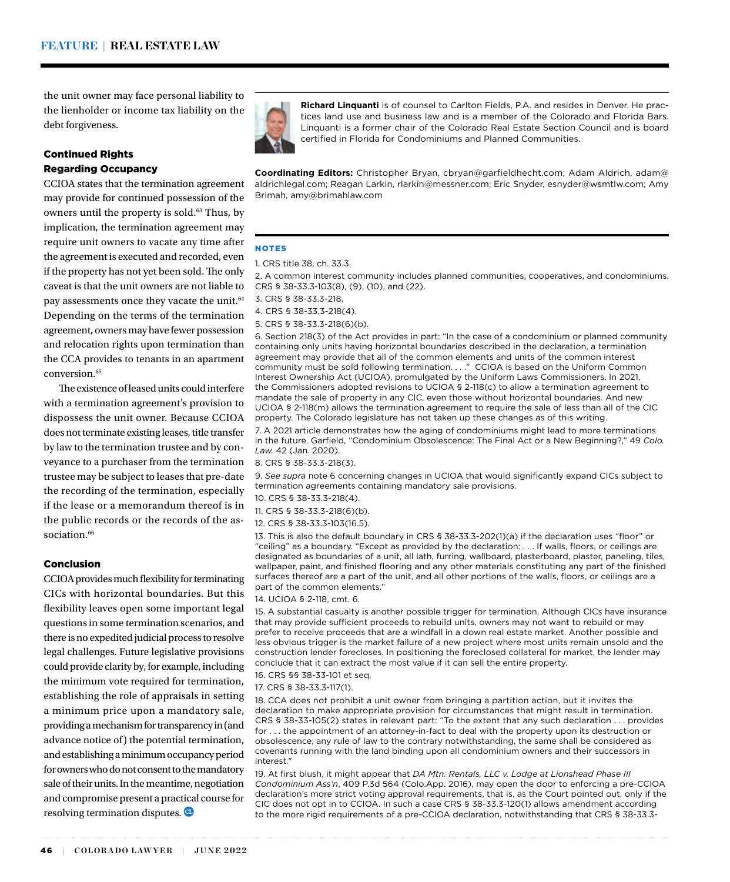the unit owner may face personal liability to the lienholder or income tax liability on the debt forgiveness.

### Continued Rights Regarding Occupancy

CCIOA states that the termination agreement may provide for continued possession of the owners until the property is sold.[63] Thus, by implication, the termination agreement may require unit owners to vacate any time after the agreement is executed and recorded, even if the property has not yet been sold. The only caveat is that the unit owners are not liable to pay assessments once they vacate the unit.[64] Depending on the terms of the termination agreement, owners may have fewer possession and relocation rights upon termination than the CCA provides to tenants in an apartment conversion.[65]

The existence of leased units could interfere with a termination agreement's provision to dispossess the unit owner. Because CCIOA does not terminate existing leases, title transfer by law to the termination trustee and by conveyance to a purchaser from the termination trustee may be subject to leases that pre-date the recording of the termination, especially if the lease or a memorandum thereof is in the public records or the records of the association.[66]

### Conclusion

CCIOA provides much flexibility for terminating CICs with horizontal boundaries. But this flexibility leaves open some important legal questions in some termination scenarios, and there is no expedited judicial process to resolve legal challenges. Future legislative provisions could provide clarity by, for example, including the minimum vote required for termination, establishing the role of appraisals in setting a minimum price upon a mandatory sale, providing a mechanism for transparency in (and advance notice of) the potential termination, and establishing a minimum occupancy period for owners who do not consent to the mandatory sale of their units. In the meantime, negotiation and compromise present a practical course for resolving termination disputes.

**Richard Linquanti** is of counsel to Carlton Fields, P.A. and resides in Denver. He practices land use and business law and is a member of the Colorado and Florida Bars. Linquanti is a former chair of the Colorado Real Estate Section Council and is board certified in Florida for Condominiums and Planned Communities.

**Coordinating Editors:** Christopher Bryan, cbryan@garfieldhecht.com; Adam Aldrich, adam@aldrichlegal.com; Reagan Larkin, rlarkin@messner.com; Eric Snyder, esnyder@wsmtlw.com; Amy Brimah, amy@brimahlaw.com

### NOTES

1. CRS title 38, ch. 33.3.

2. A common interest community includes planned communities, cooperatives, and condominiums. CRS § 38-33.3-103(8), (9), (10), and (22).

3. CRS § 38-33.3-218.

4. CRS § 38-33.3-218(4).

5. CRS § 38-33.3-218(6)(b).

6. Section 218(3) of the Act provides in part: "In the case of a condominium or planned community containing only units having horizontal boundaries described in the declaration, a termination agreement may provide that all of the common elements and units of the common interest community must be sold following termination. . . ." CCIOA is based on the Uniform Common Interest Ownership Act (UCIOA), promulgated by the Uniform Laws Commissioners. In 2021, the Commissioners adopted revisions to UCIOA § 2-118(c) to allow a termination agreement to mandate the sale of property in any CIC, even those without horizontal boundaries. And new UCIOA § 2-118(m) allows the termination agreement to require the sale of less than all of the CIC property. The Colorado legislature has not taken up these changes as of this writing.

7. A 2021 article demonstrates how the aging of condominiums might lead to more terminations in the future. Garfield, "Condominium Obsolescence: The Final Act or a New Beginning?," 49 *Colo. Law.* 42 (Jan. 2020).

8. CRS § 38-33.3-218(3).

9. *See supra* note 6 concerning changes in UCIOA that would significantly expand CICs subject to termination agreements containing mandatory sale provisions.

10. CRS § 38-33.3-218(4).

11. CRS § 38-33.3-218(6)(b).

12. CRS § 38-33.3-103(16.5).

13. This is also the default boundary in CRS § 38-33.3-202(1)(a) if the declaration uses "floor" or "ceiling" as a boundary. "Except as provided by the declaration: . . . If walls, floors, or ceilings are designated as boundaries of a unit, all lath, furring, wallboard, plasterboard, plaster, paneling, tiles, wallpaper, paint, and finished flooring and any other materials constituting any part of the finished surfaces thereof are a part of the unit, and all other portions of the walls, floors, or ceilings are a part of the common elements."

14. UCIOA § 2-118, cmt. 6.

15. A substantial casualty is another possible trigger for termination. Although CICs have insurance that may provide sufficient proceeds to rebuild units, owners may not want to rebuild or may prefer to receive proceeds that are a windfall in a down real estate market. Another possible and less obvious trigger is the market failure of a new project where most units remain unsold and the construction lender forecloses. In positioning the foreclosed collateral for market, the lender may conclude that it can extract the most value if it can sell the entire property.

16. CRS §§ 38-33-101 et seq.

17. CRS § 38-33.3-117(1).

18. CCA does not prohibit a unit owner from bringing a partition action, but it invites the declaration to make appropriate provision for circumstances that might result in termination. CRS § 38-33-105(2) states in relevant part: "To the extent that any such declaration . . . provides for . . . the appointment of an attorney-in-fact to deal with the property upon its destruction or obsolescence, any rule of law to the contrary notwithstanding, the same shall be considered as covenants running with the land binding upon all condominium owners and their successors in interest."

19. At first blush, it might appear that *DA Mtn. Rentals, LLC v. Lodge at Lionshead Phase III Condominium Ass'n*, 409 P.3d 564 (Colo.App. 2016), may open the door to enforcing a pre-CCIOA declaration's more strict voting approval requirements, that is, as the Court pointed out, only if the CIC does not opt in to CCIOA. In such a case CRS § 38-33.3-120(1) allows amendment according to the more rigid requirements of a pre-CCIOA declaration, notwithstanding that CRS § 38-33.3-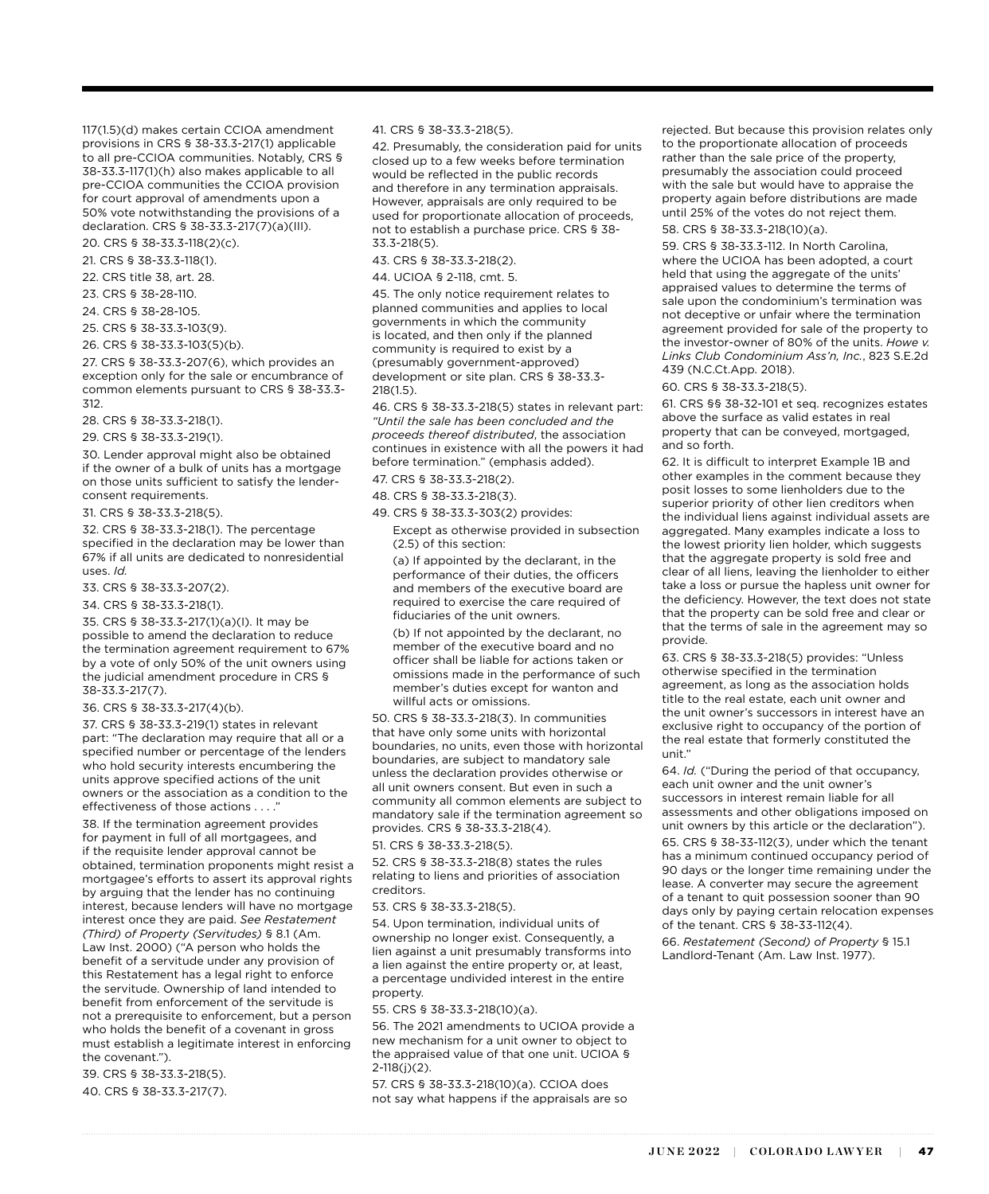117(1.5)(d) makes certain CCIOA amendment provisions in CRS § 38-33.3-217(1) applicable to all pre-CCIOA communities. Notably, CRS § 38-33.3-117(1)(h) also makes applicable to all pre-CCIOA communities the CCIOA provision for court approval of amendments upon a 50% vote notwithstanding the provisions of a declaration. CRS § 38-33.3-217(7)(a)(III).

20. CRS § 38-33.3-118(2)(c).

21. CRS § 38-33.3-118(1).

22. CRS title 38, art. 28.

23. CRS § 38-28-110.

24. CRS § 38-28-105.

25. CRS § 38-33.3-103(9).

26. CRS § 38-33.3-103(5)(b).

27. CRS § 38-33.3-207(6), which provides an exception only for the sale or encumbrance of common elements pursuant to CRS § 38-33.3-312.

28. CRS § 38-33.3-218(1).

29. CRS § 38-33.3-219(1).

30. Lender approval might also be obtained if the owner of a bulk of units has a mortgage on those units sufficient to satisfy the lender-consent requirements.

31. CRS § 38-33.3-218(5).

32. CRS § 38-33.3-218(1). The percentage specified in the declaration may be lower than 67% if all units are dedicated to nonresidential uses. *Id.*

33. CRS § 38-33.3-207(2).

34. CRS § 38-33.3-218(1).

35. CRS § 38-33.3-217(1)(a)(I). It may be possible to amend the declaration to reduce the termination agreement requirement to 67% by a vote of only 50% of the unit owners using the judicial amendment procedure in CRS § 38-33.3-217(7).

36. CRS § 38-33.3-217(4)(b).

37. CRS § 38-33.3-219(1) states in relevant part: "The declaration may require that all or a specified number or percentage of the lenders who hold security interests encumbering the units approve specified actions of the unit owners or the association as a condition to the effectiveness of those actions . . . ."

38. If the termination agreement provides for payment in full of all mortgagees, and if the requisite lender approval cannot be obtained, termination proponents might resist a mortgagee's efforts to assert its approval rights by arguing that the lender has no continuing interest, because lenders will have no mortgage interest once they are paid. *See Restatement (Third) of Property (Servitudes)* § 8.1 (Am. Law Inst. 2000) ("A person who holds the benefit of a servitude under any provision of this Restatement has a legal right to enforce the servitude. Ownership of land intended to benefit from enforcement of the servitude is not a prerequisite to enforcement, but a person who holds the benefit of a covenant in gross must establish a legitimate interest in enforcing the covenant.").

39. CRS § 38-33.3-218(5).

40. CRS § 38-33.3-217(7).

41. CRS § 38-33.3-218(5).

42. Presumably, the consideration paid for units closed up to a few weeks before termination would be reflected in the public records and therefore in any termination appraisals. However, appraisals are only required to be used for proportionate allocation of proceeds, not to establish a purchase price. CRS § 38-33.3-218(5).

43. CRS § 38-33.3-218(2).

44. UCIOA § 2-118, cmt. 5.

45. The only notice requirement relates to planned communities and applies to local governments in which the community is located, and then only if the planned community is required to exist by a (presumably government-approved) development or site plan. CRS § 38-33.3-218(1.5).

46. CRS § 38-33.3-218(5) states in relevant part: *"Until the sale has been concluded and the proceeds thereof distributed*, the association continues in existence with all the powers it had before termination." (emphasis added).

47. CRS § 38-33.3-218(2).

48. CRS § 38-33.3-218(3).

49. CRS § 38-33.3-303(2) provides:

> Except as otherwise provided in subsection (2.5) of this section:
>
> (a) If appointed by the declarant, in the performance of their duties, the officers and members of the executive board are required to exercise the care required of fiduciaries of the unit owners.
>
> (b) If not appointed by the declarant, no member of the executive board and no officer shall be liable for actions taken or omissions made in the performance of such member's duties except for wanton and willful acts or omissions.

50. CRS § 38-33.3-218(3). In communities that have only some units with horizontal boundaries, no units, even those with horizontal boundaries, are subject to mandatory sale unless the declaration provides otherwise or all unit owners consent. But even in such a community all common elements are subject to mandatory sale if the termination agreement so provides. CRS § 38-33.3-218(4).

51. CRS § 38-33.3-218(5).

52. CRS § 38-33.3-218(8) states the rules relating to liens and priorities of association creditors.

53. CRS § 38-33.3-218(5).

54. Upon termination, individual units of ownership no longer exist. Consequently, a lien against a unit presumably transforms into a lien against the entire property or, at least, a percentage undivided interest in the entire property.

55. CRS § 38-33.3-218(10)(a).

56. The 2021 amendments to UCIOA provide a new mechanism for a unit owner to object to the appraised value of that one unit. UCIOA § 2-118(j)(2).

57. CRS § 38-33.3-218(10)(a). CCIOA does not say what happens if the appraisals are so rejected. But because this provision relates only to the proportionate allocation of proceeds rather than the sale price of the property, presumably the association could proceed with the sale but would have to appraise the property again before distributions are made until 25% of the votes do not reject them.

58. CRS § 38-33.3-218(10)(a).

59. CRS § 38-33.3-112. In North Carolina, where the UCIOA has been adopted, a court held that using the aggregate of the units' appraised values to determine the terms of sale upon the condominium's termination was not deceptive or unfair where the termination agreement provided for sale of the property to the investor-owner of 80% of the units. *Howe v. Links Club Condominium Ass'n, Inc.*, 823 S.E.2d 439 (N.C.Ct.App. 2018).

60. CRS § 38-33.3-218(5).

61. CRS §§ 38-32-101 et seq. recognizes estates above the surface as valid estates in real property that can be conveyed, mortgaged, and so forth.

62. It is difficult to interpret Example 1B and other examples in the comment because they posit losses to some lienholders due to the superior priority of other lien creditors when the individual liens against individual assets are aggregated. Many examples indicate a loss to the lowest priority lien holder, which suggests that the aggregate property is sold free and clear of all liens, leaving the lienholder to either take a loss or pursue the hapless unit owner for the deficiency. However, the text does not state that the property can be sold free and clear or that the terms of sale in the agreement may so provide.

63. CRS § 38-33.3-218(5) provides: "Unless otherwise specified in the termination agreement, as long as the association holds title to the real estate, each unit owner and the unit owner's successors in interest have an exclusive right to occupancy of the portion of the real estate that formerly constituted the unit."

64. *Id.* ("During the period of that occupancy, each unit owner and the unit owner's successors in interest remain liable for all assessments and other obligations imposed on unit owners by this article or the declaration").

65. CRS § 38-33-112(3), under which the tenant has a minimum continued occupancy period of 90 days or the longer time remaining under the lease. A converter may secure the agreement of a tenant to quit possession sooner than 90 days only by paying certain relocation expenses of the tenant. CRS § 38-33-112(4).

66. *Restatement (Second) of Property* § 15.1 Landlord-Tenant (Am. Law Inst. 1977).